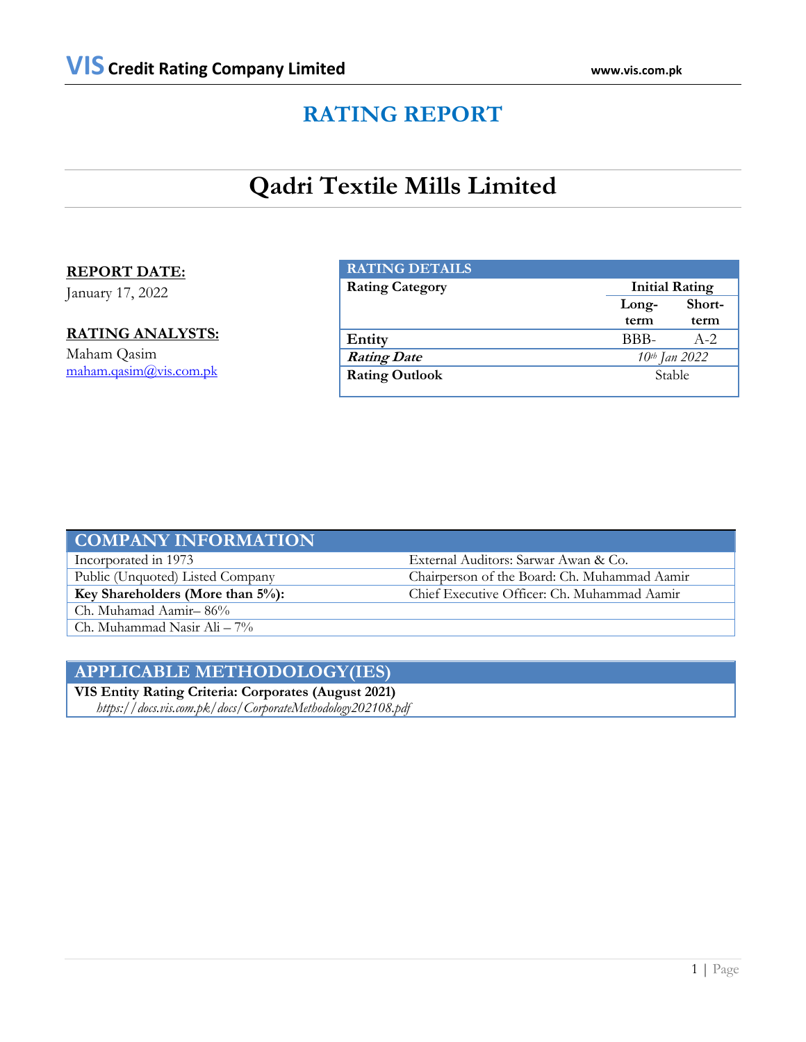# RATING REPORT

# Qadri Textile Mills Limited

**REPORT DATE:**
January 17, 2022

**RATING ANALYSTS:**
Maham Qasim
maham.qasim@vis.com.pk

| RATING DETAILS | | |
|---|---|---|
| **Rating Category** | **Initial Rating** | |
| | **Long-term** | **Short-term** |
| **Entity** | BBB- | A-2 |
| ***Rating Date*** | *10th Jan 2022* | |
| **Rating Outlook** | Stable | |

| COMPANY INFORMATION | |
|---|---|
| Incorporated in 1973 | External Auditors: Sarwar Awan & Co. |
| Public (Unquoted) Listed Company | Chairperson of the Board: Ch. Muhammad Aamir |
| **Key Shareholders (More than 5%):** | Chief Executive Officer: Ch. Muhammad Aamir |
| Ch. Muhamad Aamir– 86% | |
| Ch. Muhammad Nasir Ali – 7% | |

| APPLICABLE METHODOLOGY(IES) |
|---|
| **VIS Entity Rating Criteria: Corporates (August 2021)** |
| *https://docs.vis.com.pk/docs/CorporateMethodology202108.pdf* |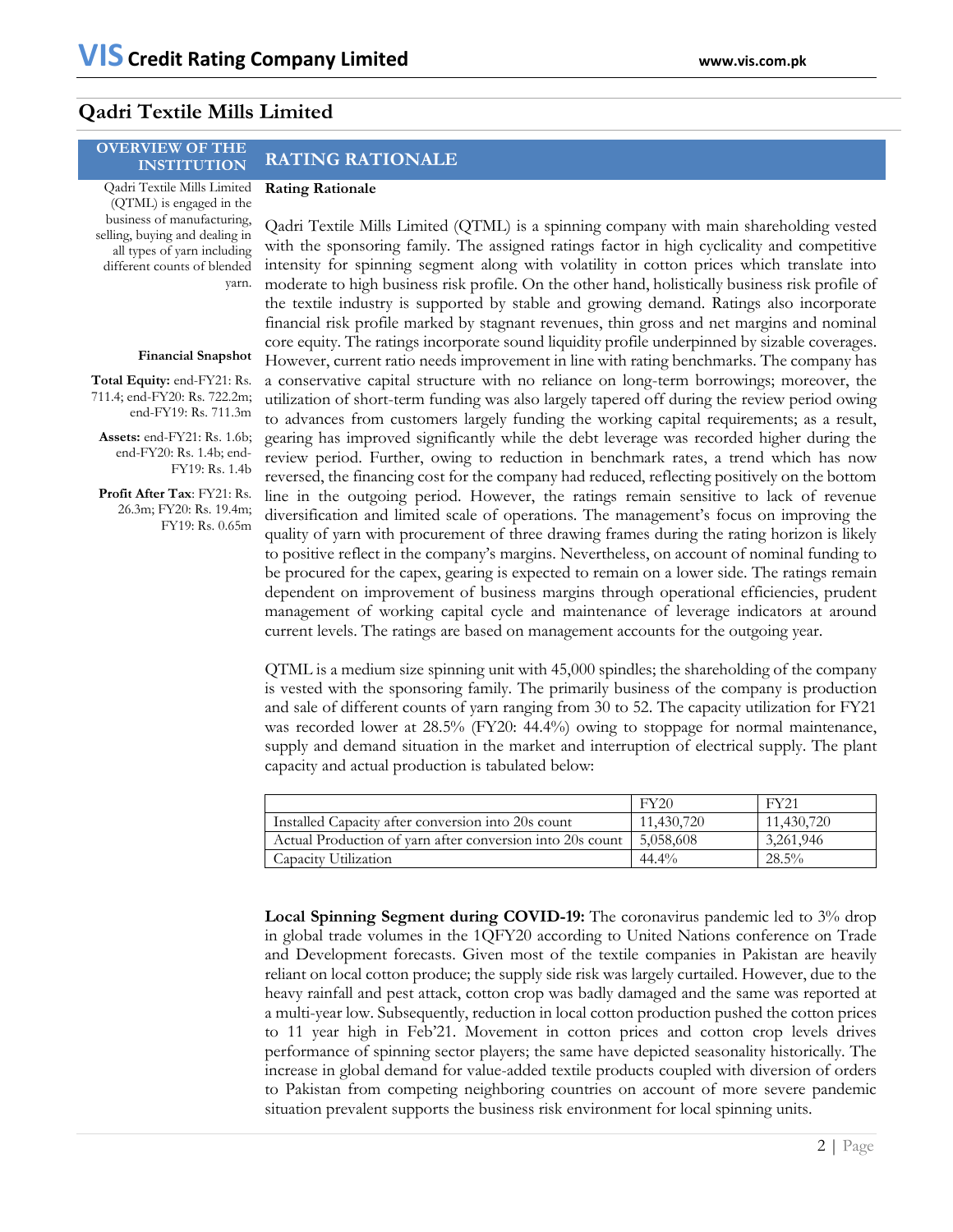# Qadri Textile Mills Limited

## OVERVIEW OF THE INSTITUTION

Qadri Textile Mills Limited (QTML) is engaged in the business of manufacturing, selling, buying and dealing in all types of yarn including different counts of blended yarn.

**Financial Snapshot**

**Total Equity:** end-FY21: Rs. 711.4; end-FY20: Rs. 722.2m; end-FY19: Rs. 711.3m

**Assets:** end-FY21: Rs. 1.6b; end-FY20: Rs. 1.4b; end-FY19: Rs. 1.4b

**Profit After Tax**: FY21: Rs. 26.3m; FY20: Rs. 19.4m; FY19: Rs. 0.65m

## RATING RATIONALE

**Rating Rationale**

Qadri Textile Mills Limited (QTML) is a spinning company with main shareholding vested with the sponsoring family. The assigned ratings factor in high cyclicality and competitive intensity for spinning segment along with volatility in cotton prices which translate into moderate to high business risk profile. On the other hand, holistically business risk profile of the textile industry is supported by stable and growing demand. Ratings also incorporate financial risk profile marked by stagnant revenues, thin gross and net margins and nominal core equity. The ratings incorporate sound liquidity profile underpinned by sizable coverages. However, current ratio needs improvement in line with rating benchmarks. The company has a conservative capital structure with no reliance on long-term borrowings; moreover, the utilization of short-term funding was also largely tapered off during the review period owing to advances from customers largely funding the working capital requirements; as a result, gearing has improved significantly while the debt leverage was recorded higher during the review period. Further, owing to reduction in benchmark rates, a trend which has now reversed, the financing cost for the company had reduced, reflecting positively on the bottom line in the outgoing period. However, the ratings remain sensitive to lack of revenue diversification and limited scale of operations. The management's focus on improving the quality of yarn with procurement of three drawing frames during the rating horizon is likely to positive reflect in the company's margins. Nevertheless, on account of nominal funding to be procured for the capex, gearing is expected to remain on a lower side. The ratings remain dependent on improvement of business margins through operational efficiencies, prudent management of working capital cycle and maintenance of leverage indicators at around current levels. The ratings are based on management accounts for the outgoing year.

QTML is a medium size spinning unit with 45,000 spindles; the shareholding of the company is vested with the sponsoring family. The primarily business of the company is production and sale of different counts of yarn ranging from 30 to 52. The capacity utilization for FY21 was recorded lower at 28.5% (FY20: 44.4%) owing to stoppage for normal maintenance, supply and demand situation in the market and interruption of electrical supply. The plant capacity and actual production is tabulated below:

| | FY20 | FY21 |
|---|---|---|
| Installed Capacity after conversion into 20s count | 11,430,720 | 11,430,720 |
| Actual Production of yarn after conversion into 20s count | 5,058,608 | 3,261,946 |
| Capacity Utilization | 44.4% | 28.5% |

**Local Spinning Segment during COVID-19:** The coronavirus pandemic led to 3% drop in global trade volumes in the 1QFY20 according to United Nations conference on Trade and Development forecasts. Given most of the textile companies in Pakistan are heavily reliant on local cotton produce; the supply side risk was largely curtailed. However, due to the heavy rainfall and pest attack, cotton crop was badly damaged and the same was reported at a multi-year low. Subsequently, reduction in local cotton production pushed the cotton prices to 11 year high in Feb'21. Movement in cotton prices and cotton crop levels drives performance of spinning sector players; the same have depicted seasonality historically. The increase in global demand for value-added textile products coupled with diversion of orders to Pakistan from competing neighboring countries on account of more severe pandemic situation prevalent supports the business risk environment for local spinning units.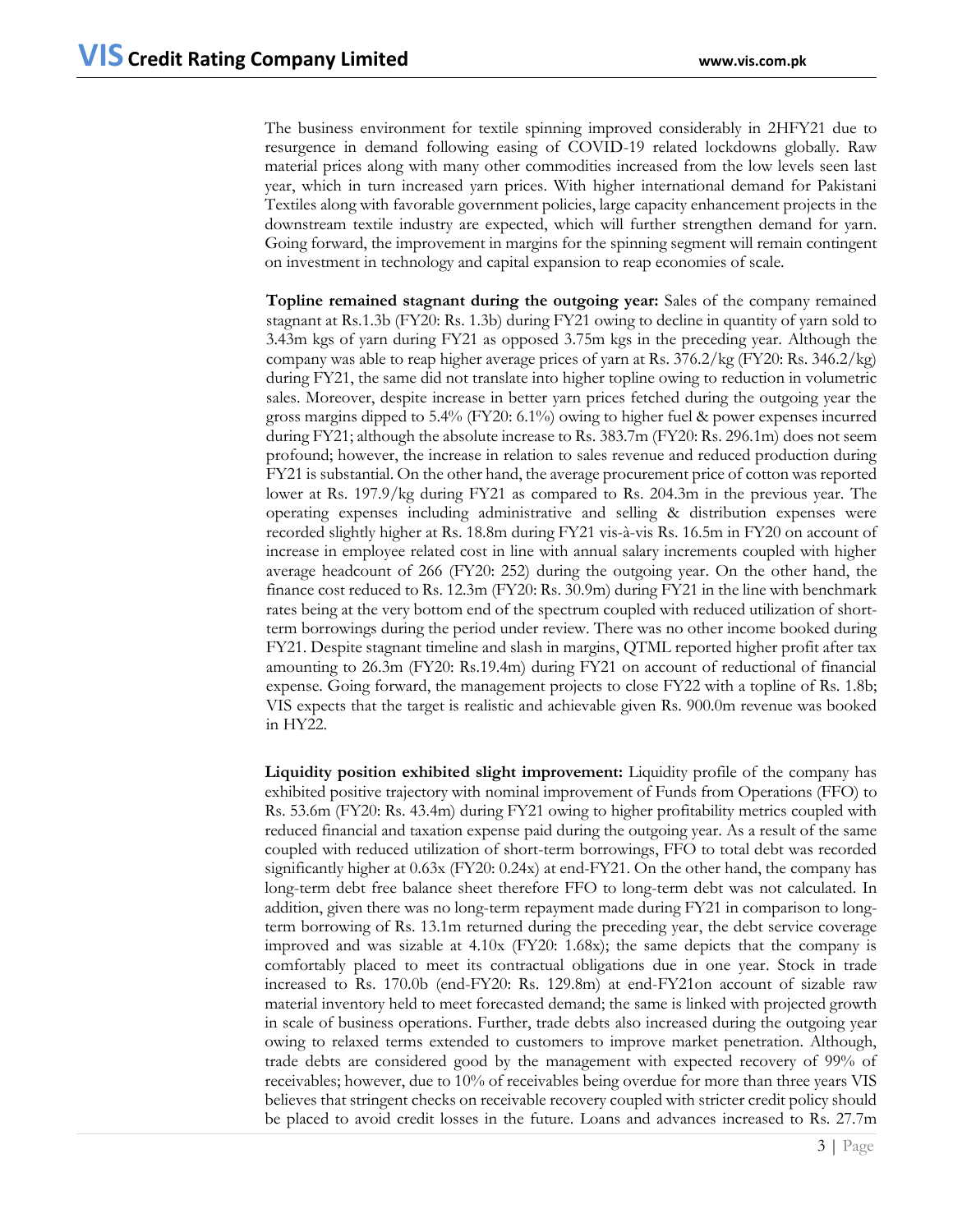The business environment for textile spinning improved considerably in 2HFY21 due to resurgence in demand following easing of COVID-19 related lockdowns globally. Raw material prices along with many other commodities increased from the low levels seen last year, which in turn increased yarn prices. With higher international demand for Pakistani Textiles along with favorable government policies, large capacity enhancement projects in the downstream textile industry are expected, which will further strengthen demand for yarn. Going forward, the improvement in margins for the spinning segment will remain contingent on investment in technology and capital expansion to reap economies of scale.

**Topline remained stagnant during the outgoing year:** Sales of the company remained stagnant at Rs.1.3b (FY20: Rs. 1.3b) during FY21 owing to decline in quantity of yarn sold to 3.43m kgs of yarn during FY21 as opposed 3.75m kgs in the preceding year. Although the company was able to reap higher average prices of yarn at Rs. 376.2/kg (FY20: Rs. 346.2/kg) during FY21, the same did not translate into higher topline owing to reduction in volumetric sales. Moreover, despite increase in better yarn prices fetched during the outgoing year the gross margins dipped to 5.4% (FY20: 6.1%) owing to higher fuel & power expenses incurred during FY21; although the absolute increase to Rs. 383.7m (FY20: Rs. 296.1m) does not seem profound; however, the increase in relation to sales revenue and reduced production during FY21 is substantial. On the other hand, the average procurement price of cotton was reported lower at Rs. 197.9/kg during FY21 as compared to Rs. 204.3m in the previous year. The operating expenses including administrative and selling & distribution expenses were recorded slightly higher at Rs. 18.8m during FY21 vis-à-vis Rs. 16.5m in FY20 on account of increase in employee related cost in line with annual salary increments coupled with higher average headcount of 266 (FY20: 252) during the outgoing year. On the other hand, the finance cost reduced to Rs. 12.3m (FY20: Rs. 30.9m) during FY21 in the line with benchmark rates being at the very bottom end of the spectrum coupled with reduced utilization of short-term borrowings during the period under review. There was no other income booked during FY21. Despite stagnant timeline and slash in margins, QTML reported higher profit after tax amounting to 26.3m (FY20: Rs.19.4m) during FY21 on account of reductional of financial expense. Going forward, the management projects to close FY22 with a topline of Rs. 1.8b; VIS expects that the target is realistic and achievable given Rs. 900.0m revenue was booked in HY22.

**Liquidity position exhibited slight improvement:** Liquidity profile of the company has exhibited positive trajectory with nominal improvement of Funds from Operations (FFO) to Rs. 53.6m (FY20: Rs. 43.4m) during FY21 owing to higher profitability metrics coupled with reduced financial and taxation expense paid during the outgoing year. As a result of the same coupled with reduced utilization of short-term borrowings, FFO to total debt was recorded significantly higher at 0.63x (FY20: 0.24x) at end-FY21. On the other hand, the company has long-term debt free balance sheet therefore FFO to long-term debt was not calculated. In addition, given there was no long-term repayment made during FY21 in comparison to long-term borrowing of Rs. 13.1m returned during the preceding year, the debt service coverage improved and was sizable at 4.10x (FY20: 1.68x); the same depicts that the company is comfortably placed to meet its contractual obligations due in one year. Stock in trade increased to Rs. 170.0b (end-FY20: Rs. 129.8m) at end-FY21on account of sizable raw material inventory held to meet forecasted demand; the same is linked with projected growth in scale of business operations. Further, trade debts also increased during the outgoing year owing to relaxed terms extended to customers to improve market penetration. Although, trade debts are considered good by the management with expected recovery of 99% of receivables; however, due to 10% of receivables being overdue for more than three years VIS believes that stringent checks on receivable recovery coupled with stricter credit policy should be placed to avoid credit losses in the future. Loans and advances increased to Rs. 27.7m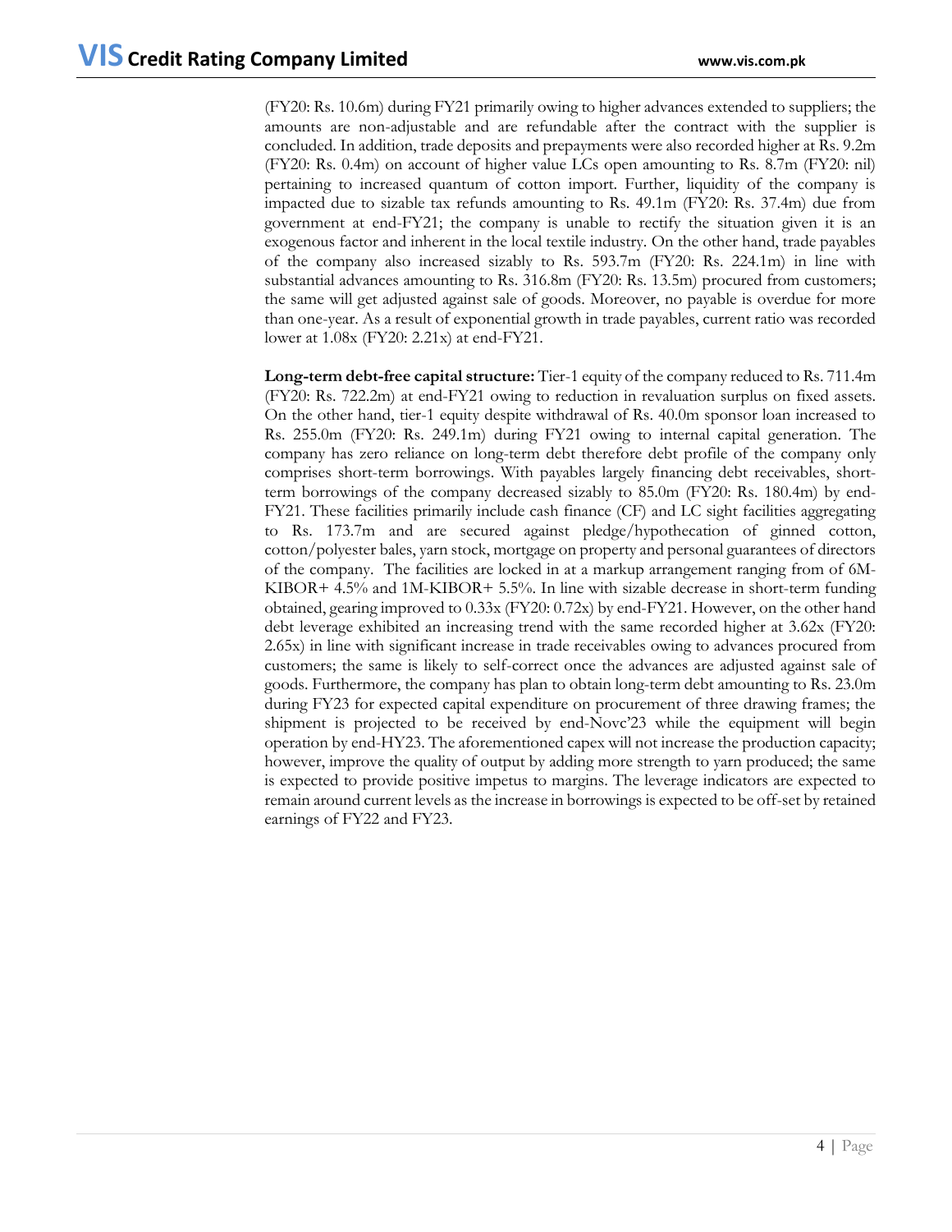(FY20: Rs. 10.6m) during FY21 primarily owing to higher advances extended to suppliers; the amounts are non-adjustable and are refundable after the contract with the supplier is concluded. In addition, trade deposits and prepayments were also recorded higher at Rs. 9.2m (FY20: Rs. 0.4m) on account of higher value LCs open amounting to Rs. 8.7m (FY20: nil) pertaining to increased quantum of cotton import. Further, liquidity of the company is impacted due to sizable tax refunds amounting to Rs. 49.1m (FY20: Rs. 37.4m) due from government at end-FY21; the company is unable to rectify the situation given it is an exogenous factor and inherent in the local textile industry. On the other hand, trade payables of the company also increased sizably to Rs. 593.7m (FY20: Rs. 224.1m) in line with substantial advances amounting to Rs. 316.8m (FY20: Rs. 13.5m) procured from customers; the same will get adjusted against sale of goods. Moreover, no payable is overdue for more than one-year. As a result of exponential growth in trade payables, current ratio was recorded lower at 1.08x (FY20: 2.21x) at end-FY21.

**Long-term debt-free capital structure:** Tier-1 equity of the company reduced to Rs. 711.4m (FY20: Rs. 722.2m) at end-FY21 owing to reduction in revaluation surplus on fixed assets. On the other hand, tier-1 equity despite withdrawal of Rs. 40.0m sponsor loan increased to Rs. 255.0m (FY20: Rs. 249.1m) during FY21 owing to internal capital generation. The company has zero reliance on long-term debt therefore debt profile of the company only comprises short-term borrowings. With payables largely financing debt receivables, short-term borrowings of the company decreased sizably to 85.0m (FY20: Rs. 180.4m) by end-FY21. These facilities primarily include cash finance (CF) and LC sight facilities aggregating to Rs. 173.7m and are secured against pledge/hypothecation of ginned cotton, cotton/polyester bales, yarn stock, mortgage on property and personal guarantees of directors of the company. The facilities are locked in at a markup arrangement ranging from of 6M-KIBOR+ 4.5% and 1M-KIBOR+ 5.5%. In line with sizable decrease in short-term funding obtained, gearing improved to 0.33x (FY20: 0.72x) by end-FY21. However, on the other hand debt leverage exhibited an increasing trend with the same recorded higher at 3.62x (FY20: 2.65x) in line with significant increase in trade receivables owing to advances procured from customers; the same is likely to self-correct once the advances are adjusted against sale of goods. Furthermore, the company has plan to obtain long-term debt amounting to Rs. 23.0m during FY23 for expected capital expenditure on procurement of three drawing frames; the shipment is projected to be received by end-Novc'23 while the equipment will begin operation by end-HY23. The aforementioned capex will not increase the production capacity; however, improve the quality of output by adding more strength to yarn produced; the same is expected to provide positive impetus to margins. The leverage indicators are expected to remain around current levels as the increase in borrowings is expected to be off-set by retained earnings of FY22 and FY23.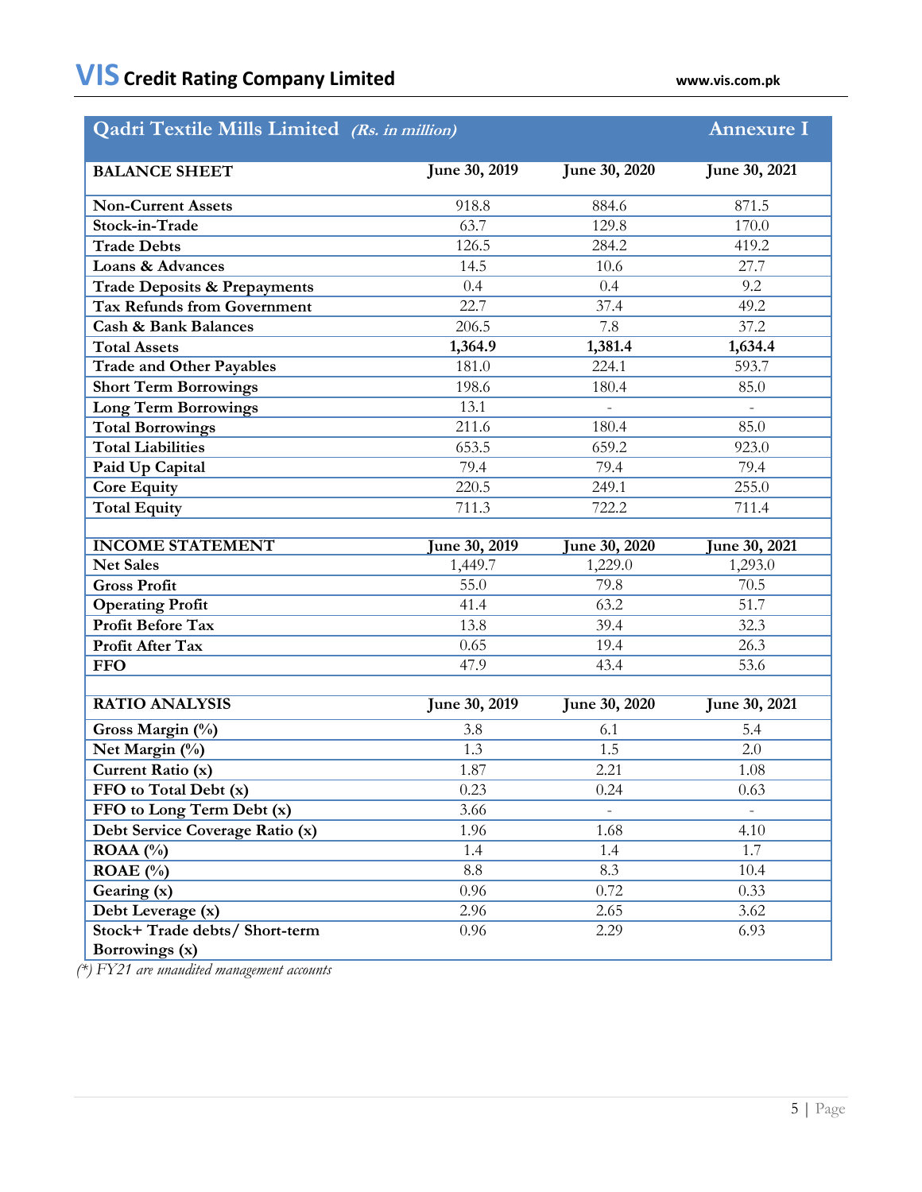## Qadri Textile Mills Limited *(Rs. in million)* Annexure I

| BALANCE SHEET | June 30, 2019 | June 30, 2020 | June 30, 2021 |
|---|---|---|---|
| **Non-Current Assets** | 918.8 | 884.6 | 871.5 |
| **Stock-in-Trade** | 63.7 | 129.8 | 170.0 |
| **Trade Debts** | 126.5 | 284.2 | 419.2 |
| **Loans & Advances** | 14.5 | 10.6 | 27.7 |
| **Trade Deposits & Prepayments** | 0.4 | 0.4 | 9.2 |
| **Tax Refunds from Government** | 22.7 | 37.4 | 49.2 |
| **Cash & Bank Balances** | 206.5 | 7.8 | 37.2 |
| **Total Assets** | **1,364.9** | **1,381.4** | **1,634.4** |
| **Trade and Other Payables** | 181.0 | 224.1 | 593.7 |
| **Short Term Borrowings** | 198.6 | 180.4 | 85.0 |
| **Long Term Borrowings** | 13.1 | - | - |
| **Total Borrowings** | 211.6 | 180.4 | 85.0 |
| **Total Liabilities** | 653.5 | 659.2 | 923.0 |
| **Paid Up Capital** | 79.4 | 79.4 | 79.4 |
| **Core Equity** | 220.5 | 249.1 | 255.0 |
| **Total Equity** | 711.3 | 722.2 | 711.4 |

| INCOME STATEMENT | June 30, 2019 | June 30, 2020 | June 30, 2021 |
|---|---|---|---|
| **Net Sales** | 1,449.7 | 1,229.0 | 1,293.0 |
| **Gross Profit** | 55.0 | 79.8 | 70.5 |
| **Operating Profit** | 41.4 | 63.2 | 51.7 |
| **Profit Before Tax** | 13.8 | 39.4 | 32.3 |
| **Profit After Tax** | 0.65 | 19.4 | 26.3 |
| **FFO** | 47.9 | 43.4 | 53.6 |

| RATIO ANALYSIS | June 30, 2019 | June 30, 2020 | June 30, 2021 |
|---|---|---|---|
| **Gross Margin (%)** | 3.8 | 6.1 | 5.4 |
| **Net Margin (%)** | 1.3 | 1.5 | 2.0 |
| **Current Ratio (x)** | 1.87 | 2.21 | 1.08 |
| **FFO to Total Debt (x)** | 0.23 | 0.24 | 0.63 |
| **FFO to Long Term Debt (x)** | 3.66 | - | - |
| **Debt Service Coverage Ratio (x)** | 1.96 | 1.68 | 4.10 |
| **ROAA (%)** | 1.4 | 1.4 | 1.7 |
| **ROAE (%)** | 8.8 | 8.3 | 10.4 |
| **Gearing (x)** | 0.96 | 0.72 | 0.33 |
| **Debt Leverage (x)** | 2.96 | 2.65 | 3.62 |
| **Stock+ Trade debts/ Short-term Borrowings (x)** | 0.96 | 2.29 | 6.93 |

*(\*) FY21 are unaudited management accounts*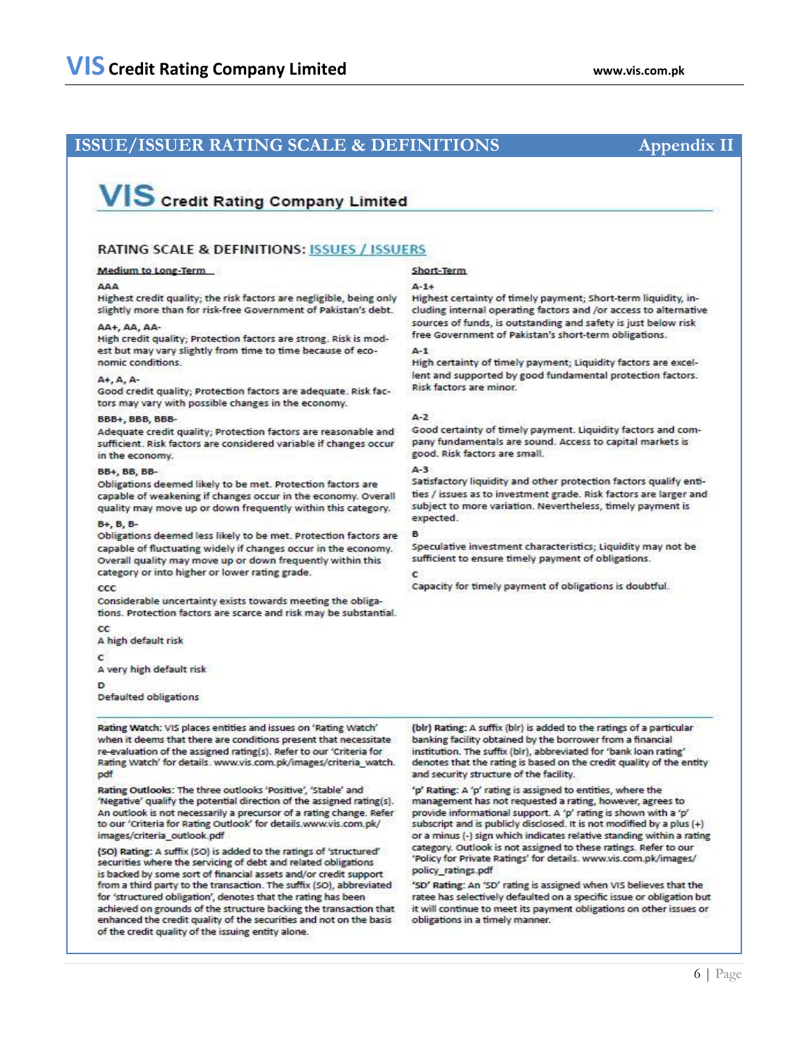## ISSUE/ISSUER RATING SCALE & DEFINITIONS — Appendix II

# VIS Credit Rating Company Limited

### RATING SCALE & DEFINITIONS: ISSUES / ISSUERS

#### Medium to Long-Term

**AAA**
Highest credit quality; the risk factors are negligible, being only slightly more than for risk-free Government of Pakistan's debt.

**AA+, AA, AA-**
High credit quality; Protection factors are strong. Risk is modest but may vary slightly from time to time because of economic conditions.

**A+, A, A-**
Good credit quality; Protection factors are adequate. Risk factors may vary with possible changes in the economy.

**BBB+, BBB, BBB-**
Adequate credit quality; Protection factors are reasonable and sufficient. Risk factors are considered variable if changes occur in the economy.

**BB+, BB, BB-**
Obligations deemed likely to be met. Protection factors are capable of weakening if changes occur in the economy. Overall quality may move up or down frequently within this category.

**B+, B, B-**
Obligations deemed less likely to be met. Protection factors are capable of fluctuating widely if changes occur in the economy. Overall quality may move up or down frequently within this category or into higher or lower rating grade.

**CCC**
Considerable uncertainty exists towards meeting the obligations. Protection factors are scarce and risk may be substantial.

**CC**
A high default risk

**C**
A very high default risk

**D**
Defaulted obligations

#### Short-Term

**A-1+**
Highest certainty of timely payment; Short-term liquidity, including internal operating factors and /or access to alternative sources of funds, is outstanding and safety is just below risk free Government of Pakistan's short-term obligations.

**A-1**
High certainty of timely payment; Liquidity factors are excellent and supported by good fundamental protection factors. Risk factors are minor.

**A-2**
Good certainty of timely payment. Liquidity factors and company fundamentals are sound. Access to capital markets is good. Risk factors are small.

**A-3**
Satisfactory liquidity and other protection factors qualify entities / issues as to investment grade. Risk factors are larger and subject to more variation. Nevertheless, timely payment is expected.

**B**
Speculative investment characteristics; Liquidity may not be sufficient to ensure timely payment of obligations.

**C**
Capacity for timely payment of obligations is doubtful.

---

**Rating Watch:** VIS places entities and issues on 'Rating Watch' when it deems that there are conditions present that necessitate re-evaluation of the assigned rating(s). Refer to our 'Criteria for Rating Watch' for details. www.vis.com.pk/images/criteria_watch.pdf

**Rating Outlooks:** The three outlooks 'Positive', 'Stable' and 'Negative' qualify the potential direction of the assigned rating(s). An outlook is not necessarily a precursor of a rating change. Refer to our 'Criteria for Rating Outlook' for details.www.vis.com.pk/images/criteria_outlook.pdf

**(SO) Rating:** A suffix (SO) is added to the ratings of 'structured' securities where the servicing of debt and related obligations is backed by some sort of financial assets and/or credit support from a third party to the transaction. The suffix (SO), abbreviated for 'structured obligation', denotes that the rating has been achieved on grounds of the structure backing the transaction that enhanced the credit quality of the securities and not on the basis of the credit quality of the issuing entity alone.

**(blr) Rating:** A suffix (blr) is added to the ratings of a particular banking facility obtained by the borrower from a financial institution. The suffix (blr), abbreviated for 'bank loan rating' denotes that the rating is based on the credit quality of the entity and security structure of the facility.

**'p' Rating:** A 'p' rating is assigned to entities, where the management has not requested a rating, however, agrees to provide informational support. A 'p' rating is shown with a 'p' subscript and is publicly disclosed. It is not modified by a plus (+) or a minus (-) sign which indicates relative standing within a rating category. Outlook is not assigned to these ratings. Refer to our 'Policy for Private Ratings' for details. www.vis.com.pk/images/policy_ratings.pdf

**'SD' Rating:** An 'SD' rating is assigned when VIS believes that the ratee has selectively defaulted on a specific issue or obligation but it will continue to meet its payment obligations on other issues or obligations in a timely manner.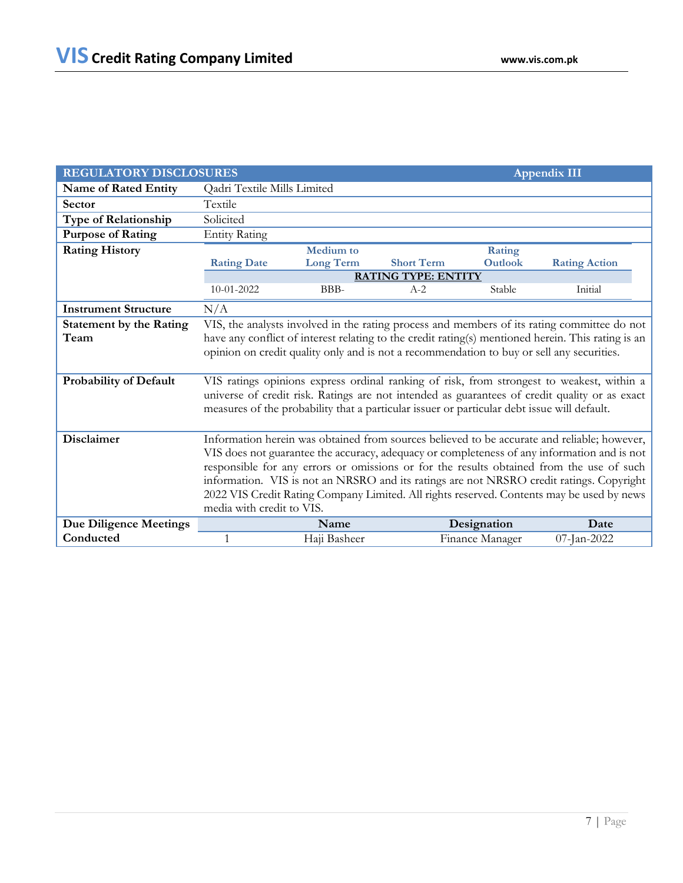| REGULATORY DISCLOSURES | | | | | Appendix III |
|---|---|---|---|---|---|
| **Name of Rated Entity** | Qadri Textile Mills Limited | | | | |
| **Sector** | Textile | | | | |
| **Type of Relationship** | Solicited | | | | |
| **Purpose of Rating** | Entity Rating | | | | |
| **Rating History** | **Rating Date** | **Medium to Long Term** | **Short Term** | **Rating Outlook** | **Rating Action** |
| | | | **RATING TYPE: ENTITY** | | |
| | 10-01-2022 | BBB- | A-2 | Stable | Initial |
| **Instrument Structure** | N/A | | | | |
| **Statement by the Rating Team** | VIS, the analysts involved in the rating process and members of its rating committee do not have any conflict of interest relating to the credit rating(s) mentioned herein. This rating is an opinion on credit quality only and is not a recommendation to buy or sell any securities. | | | | |
| **Probability of Default** | VIS ratings opinions express ordinal ranking of risk, from strongest to weakest, within a universe of credit risk. Ratings are not intended as guarantees of credit quality or as exact measures of the probability that a particular issuer or particular debt issue will default. | | | | |
| **Disclaimer** | Information herein was obtained from sources believed to be accurate and reliable; however, VIS does not guarantee the accuracy, adequacy or completeness of any information and is not responsible for any errors or omissions or for the results obtained from the use of such information. VIS is not an NRSRO and its ratings are not NRSRO credit ratings. Copyright 2022 VIS Credit Rating Company Limited. All rights reserved. Contents may be used by news media with credit to VIS. | | | | |
| **Due Diligence Meetings Conducted** | | **Name** | | **Designation** | **Date** |
| | 1 | Haji Basheer | | Finance Manager | 07-Jan-2022 |